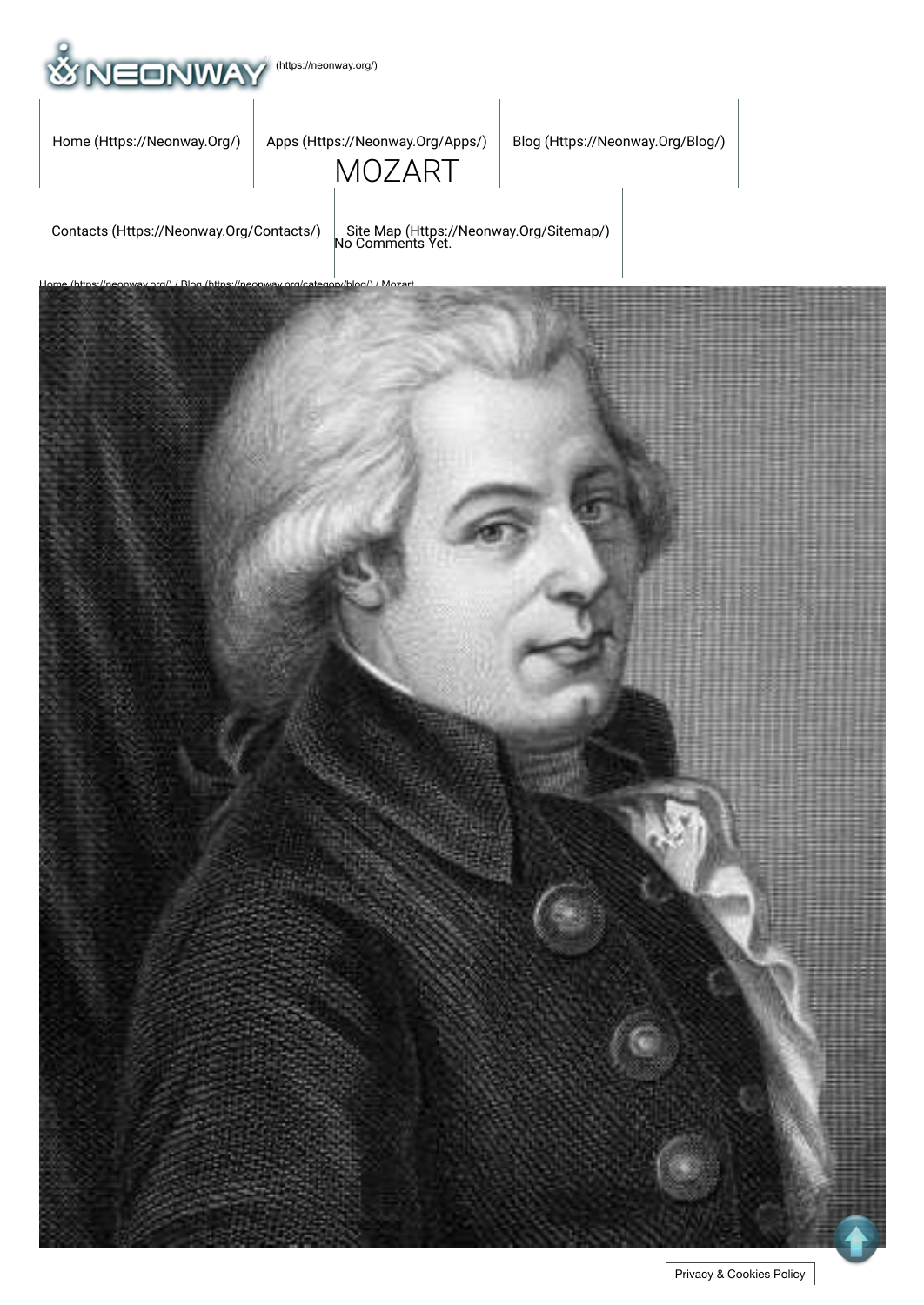(https://neonway.org/)

Home (Https://Neonway.Org/) | Apps (Https://Neonway.Org/Apps/) | Blog (Https://Neonway.Org/Blog/) | Contacts (Https://Neonway.Org/Contacts/) | Site Map (Https://Neonway.Org/Sitemap/)

# MOZART

No Comments Yet.

Home (https://neonway.org/) / Blog (https://neonway.org/category/blog/) / Mozart

Privacy & Cookies Policy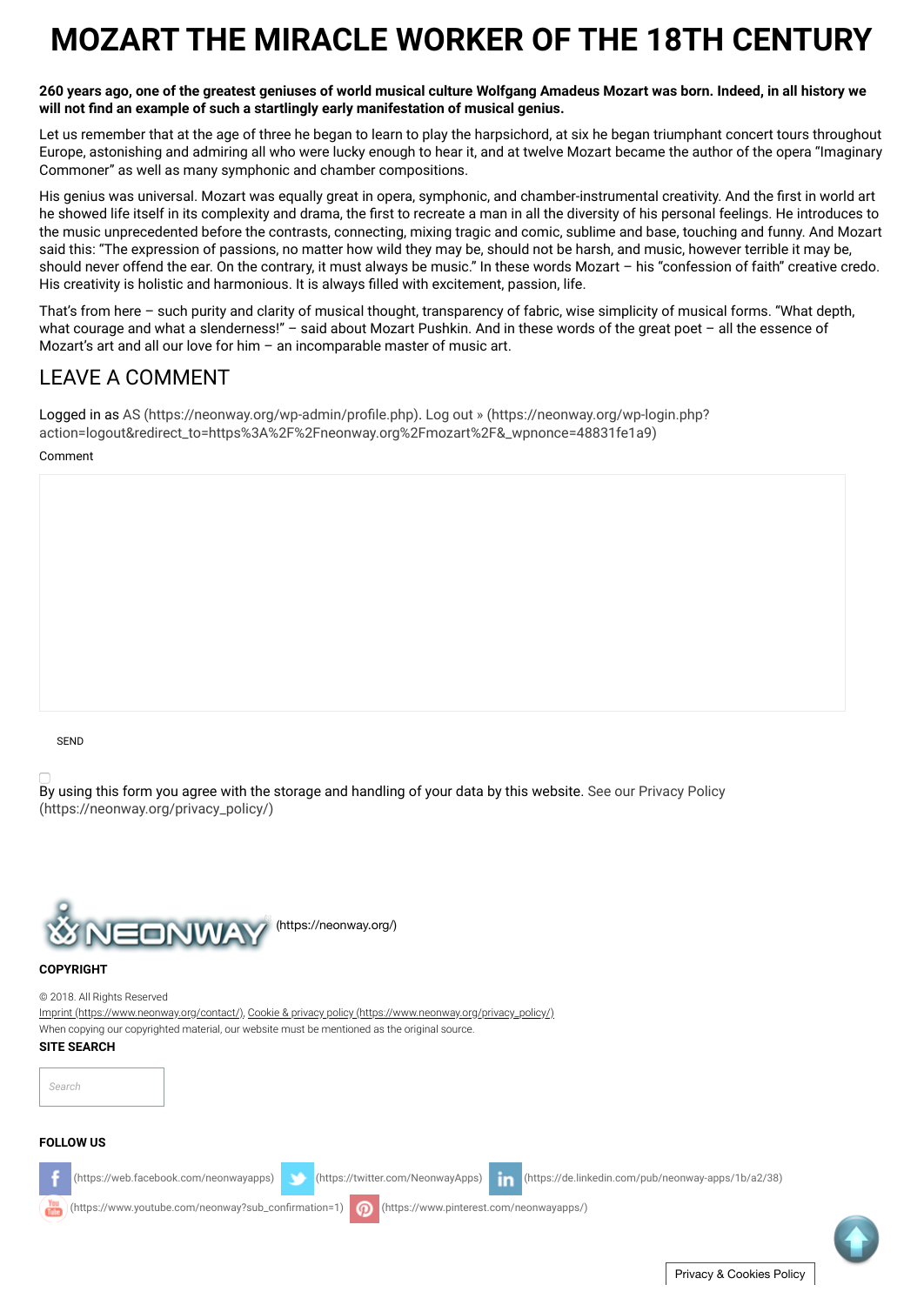# MOZART THE MIRACLE WORKER OF THE 18TH CENTURY

**260 years ago, one of the greatest geniuses of world musical culture Wolfgang Amadeus Mozart was born. Indeed, in all history we will not find an example of such a startlingly early manifestation of musical genius.**

Let us remember that at the age of three he began to learn to play the harpsichord, at six he began triumphant concert tours throughout Europe, astonishing and admiring all who were lucky enough to hear it, and at twelve Mozart became the author of the opera "Imaginary Commoner" as well as many symphonic and chamber compositions.

His genius was universal. Mozart was equally great in opera, symphonic, and chamber-instrumental creativity. And the first in world art he showed life itself in its complexity and drama, the first to recreate a man in all the diversity of his personal feelings. He introduces to the music unprecedented before the contrasts, connecting, mixing tragic and comic, sublime and base, touching and funny. And Mozart said this: "The expression of passions, no matter how wild they may be, should not be harsh, and music, however terrible it may be, should never offend the ear. On the contrary, it must always be music." In these words Mozart – his "confession of faith" creative credo. His creativity is holistic and harmonious. It is always filled with excitement, passion, life.

That's from here – such purity and clarity of musical thought, transparency of fabric, wise simplicity of musical forms. "What depth, what courage and what a slenderness!" – said about Mozart Pushkin. And in these words of the great poet – all the essence of Mozart's art and all our love for him – an incomparable master of music art.

## LEAVE A COMMENT

Logged in as AS (https://neonway.org/wp-admin/profile.php). Log out » (https://neonway.org/wp-login.php?action=logout&redirect_to=https%3A%2F%2Fneonway.org%2Fmozart%2F&_wpnonce=48831fe1a9)

Comment

SEND

By using this form you agree with the storage and handling of your data by this website. See our Privacy Policy (https://neonway.org/privacy_policy/)

NEONWAY (https://neonway.org/)

**COPYRIGHT**

© 2018. All Rights Reserved
Imprint (https://www.neonway.org/contact/), Cookie & privacy policy (https://www.neonway.org/privacy_policy/)
When copying our copyrighted material, our website must be mentioned as the original source.

**SITE SEARCH**

Search

**FOLLOW US**

(https://web.facebook.com/neonwayapps) (https://twitter.com/NeonwayApps) (https://de.linkedin.com/pub/neonway-apps/1b/a2/38) (https://www.youtube.com/neonway?sub_confirmation=1) (https://www.pinterest.com/neonwayapps/)

Privacy & Cookies Policy